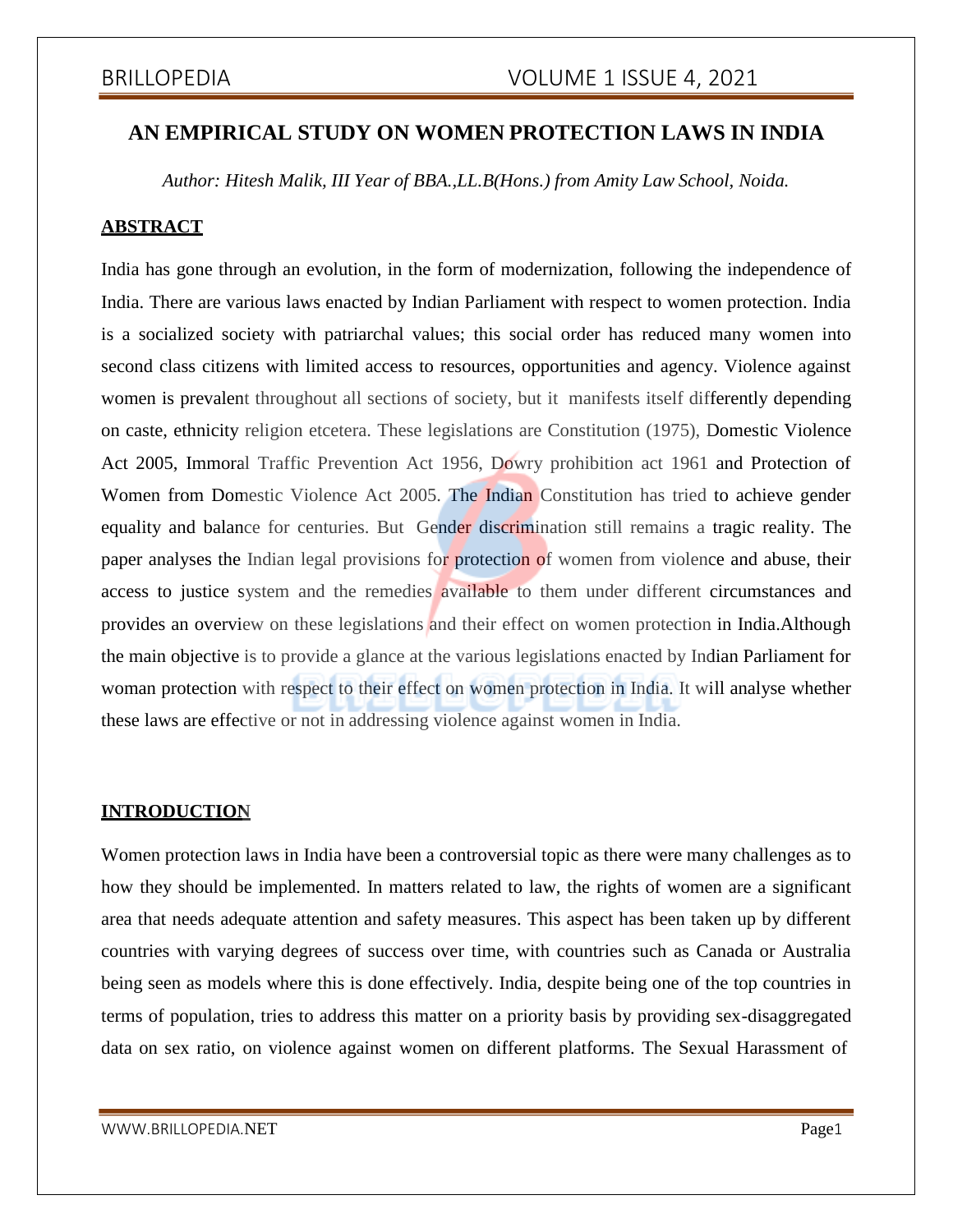# AN EMPIRICAL STUDY ON WOMEN PROTECTION LAWS IN INDIA

*Author: Hitesh Malik, III Year of BBA.,LL.B(Hons.) from Amity Law School, Noida.*

## ABSTRACT

India has gone through an evolution, in the form of modernization, following the independence of India. There are various laws enacted by Indian Parliament with respect to women protection. India is a socialized society with patriarchal values; this social order has reduced many women into second class citizens with limited access to resources, opportunities and agency. Violence against women is prevalent throughout all sections of society, but it manifests itself differently depending on caste, ethnicity religion etcetera. These legislations are Constitution (1975), Domestic Violence Act 2005, Immoral Traffic Prevention Act 1956, Dowry prohibition act 1961 and Protection of Women from Domestic Violence Act 2005. The Indian Constitution has tried to achieve gender equality and balance for centuries. But Gender discrimination still remains a tragic reality. The paper analyses the Indian legal provisions for protection of women from violence and abuse, their access to justice system and the remedies available to them under different circumstances and provides an overview on these legislations and their effect on women protection in India.Although the main objective is to provide a glance at the various legislations enacted by Indian Parliament for woman protection with respect to their effect on women protection in India. It will analyse whether these laws are effective or not in addressing violence against women in India.

## INTRODUCTION

Women protection laws in India have been a controversial topic as there were many challenges as to how they should be implemented. In matters related to law, the rights of women are a significant area that needs adequate attention and safety measures. This aspect has been taken up by different countries with varying degrees of success over time, with countries such as Canada or Australia being seen as models where this is done effectively. India, despite being one of the top countries in terms of population, tries to address this matter on a priority basis by providing sex-disaggregated data on sex ratio, on violence against women on different platforms. The Sexual Harassment of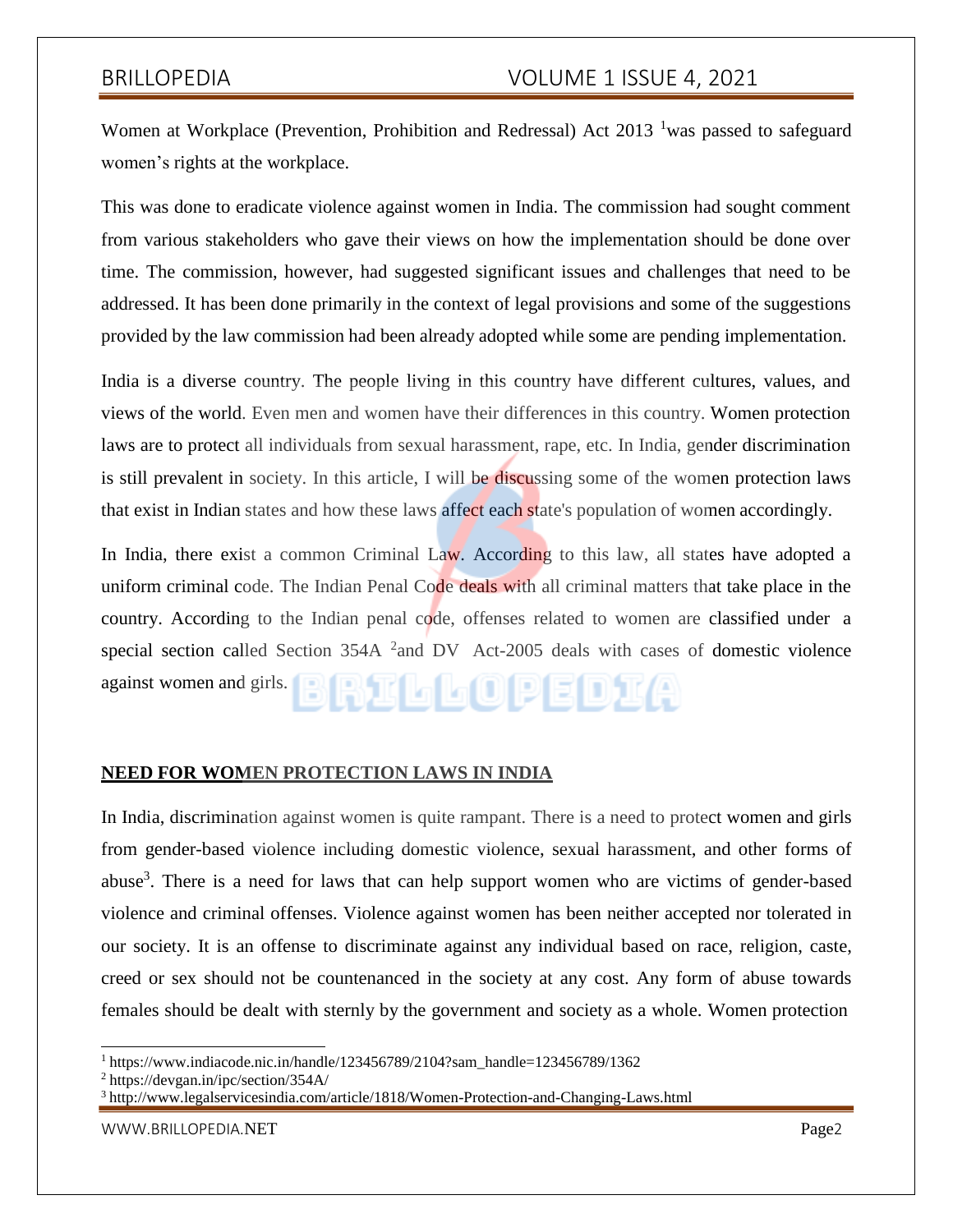Women at Workplace (Prevention, Prohibition and Redressal) Act 2013 [1]was passed to safeguard women's rights at the workplace.

This was done to eradicate violence against women in India. The commission had sought comment from various stakeholders who gave their views on how the implementation should be done over time. The commission, however, had suggested significant issues and challenges that need to be addressed. It has been done primarily in the context of legal provisions and some of the suggestions provided by the law commission had been already adopted while some are pending implementation.

India is a diverse country. The people living in this country have different cultures, values, and views of the world. Even men and women have their differences in this country. Women protection laws are to protect all individuals from sexual harassment, rape, etc. In India, gender discrimination is still prevalent in society. In this article, I will be discussing some of the women protection laws that exist in Indian states and how these laws affect each state's population of women accordingly.

In India, there exist a common Criminal Law. According to this law, all states have adopted a uniform criminal code. The Indian Penal Code deals with all criminal matters that take place in the country. According to the Indian penal code, offenses related to women are classified under a special section called Section 354A [2]and DV Act-2005 deals with cases of domestic violence against women and girls.

## NEED FOR WOMEN PROTECTION LAWS IN INDIA

In India, discrimination against women is quite rampant. There is a need to protect women and girls from gender-based violence including domestic violence, sexual harassment, and other forms of abuse[3]. There is a need for laws that can help support women who are victims of gender-based violence and criminal offenses. Violence against women has been neither accepted nor tolerated in our society. It is an offense to discriminate against any individual based on race, religion, caste, creed or sex should not be countenanced in the society at any cost. Any form of abuse towards females should be dealt with sternly by the government and society as a whole. Women protection

---

[1] https://www.indiacode.nic.in/handle/123456789/2104?sam_handle=123456789/1362

[2] https://devgan.in/ipc/section/354A/

[3] http://www.legalservicesindia.com/article/1818/Women-Protection-and-Changing-Laws.html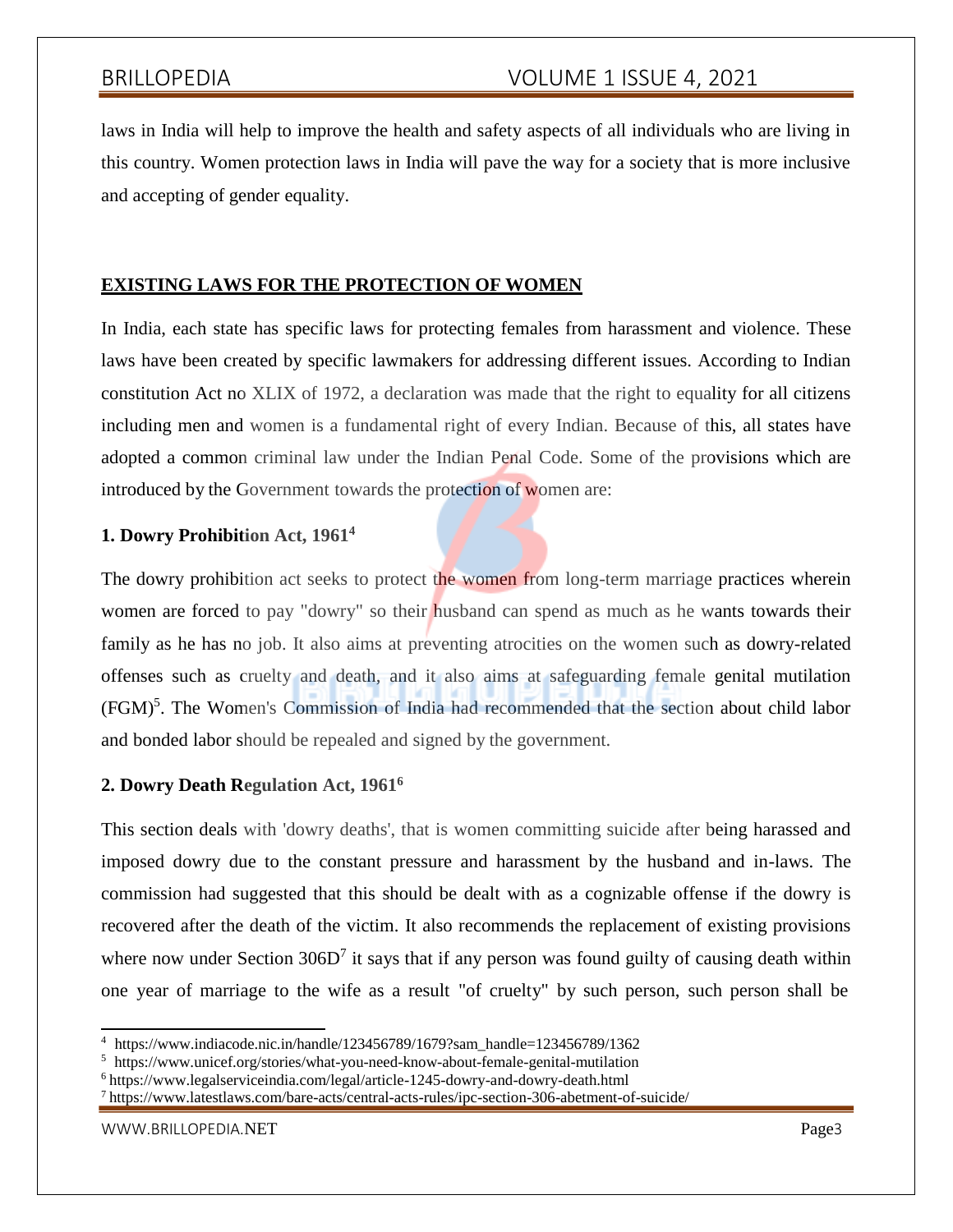laws in India will help to improve the health and safety aspects of all individuals who are living in this country. Women protection laws in India will pave the way for a society that is more inclusive and accepting of gender equality.

## EXISTING LAWS FOR THE PROTECTION OF WOMEN

In India, each state has specific laws for protecting females from harassment and violence. These laws have been created by specific lawmakers for addressing different issues. According to Indian constitution Act no XLIX of 1972, a declaration was made that the right to equality for all citizens including men and women is a fundamental right of every Indian. Because of this, all states have adopted a common criminal law under the Indian Penal Code. Some of the provisions which are introduced by the Government towards the protection of women are:

### 1. Dowry Prohibition Act, 1961[4]

The dowry prohibition act seeks to protect the women from long-term marriage practices wherein women are forced to pay "dowry" so their husband can spend as much as he wants towards their family as he has no job. It also aims at preventing atrocities on the women such as dowry-related offenses such as cruelty and death, and it also aims at safeguarding female genital mutilation (FGM)[5]. The Women's Commission of India had recommended that the section about child labor and bonded labor should be repealed and signed by the government.

### 2. Dowry Death Regulation Act, 1961[6]

This section deals with 'dowry deaths', that is women committing suicide after being harassed and imposed dowry due to the constant pressure and harassment by the husband and in-laws. The commission had suggested that this should be dealt with as a cognizable offense if the dowry is recovered after the death of the victim. It also recommends the replacement of existing provisions where now under Section 306D[7] it says that if any person was found guilty of causing death within one year of marriage to the wife as a result "of cruelty" by such person, such person shall be

---

[4] https://www.indiacode.nic.in/handle/123456789/1679?sam_handle=123456789/1362

[5] https://www.unicef.org/stories/what-you-need-know-about-female-genital-mutilation

[6] https://www.legalserviceindia.com/legal/article-1245-dowry-and-dowry-death.html

[7] https://www.latestlaws.com/bare-acts/central-acts-rules/ipc-section-306-abetment-of-suicide/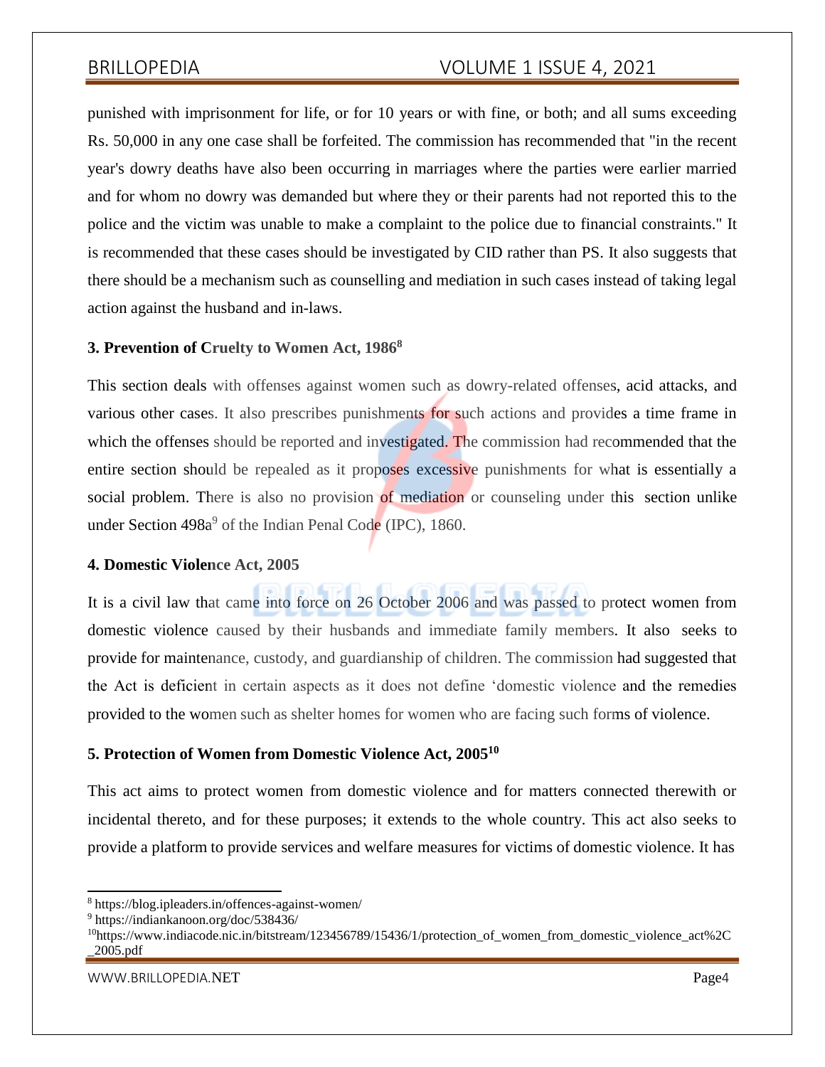punished with imprisonment for life, or for 10 years or with fine, or both; and all sums exceeding Rs. 50,000 in any one case shall be forfeited. The commission has recommended that "in the recent year's dowry deaths have also been occurring in marriages where the parties were earlier married and for whom no dowry was demanded but where they or their parents had not reported this to the police and the victim was unable to make a complaint to the police due to financial constraints." It is recommended that these cases should be investigated by CID rather than PS. It also suggests that there should be a mechanism such as counselling and mediation in such cases instead of taking legal action against the husband and in-laws.

### 3. Prevention of Cruelty to Women Act, 1986[8]

This section deals with offenses against women such as dowry-related offenses, acid attacks, and various other cases. It also prescribes punishments for such actions and provides a time frame in which the offenses should be reported and investigated. The commission had recommended that the entire section should be repealed as it proposes excessive punishments for what is essentially a social problem. There is also no provision of mediation or counseling under this section unlike under Section 498a[9] of the Indian Penal Code (IPC), 1860.

### 4. Domestic Violence Act, 2005

It is a civil law that came into force on 26 October 2006 and was passed to protect women from domestic violence caused by their husbands and immediate family members. It also seeks to provide for maintenance, custody, and guardianship of children. The commission had suggested that the Act is deficient in certain aspects as it does not define 'domestic violence and the remedies provided to the women such as shelter homes for women who are facing such forms of violence.

### 5. Protection of Women from Domestic Violence Act, 2005[10]

This act aims to protect women from domestic violence and for matters connected therewith or incidental thereto, and for these purposes; it extends to the whole country. This act also seeks to provide a platform to provide services and welfare measures for victims of domestic violence. It has

---

[8] https://blog.ipleaders.in/offences-against-women/

[9] https://indiankanoon.org/doc/538436/

[10] https://www.indiacode.nic.in/bitstream/123456789/15436/1/protection_of_women_from_domestic_violence_act%2C_2005.pdf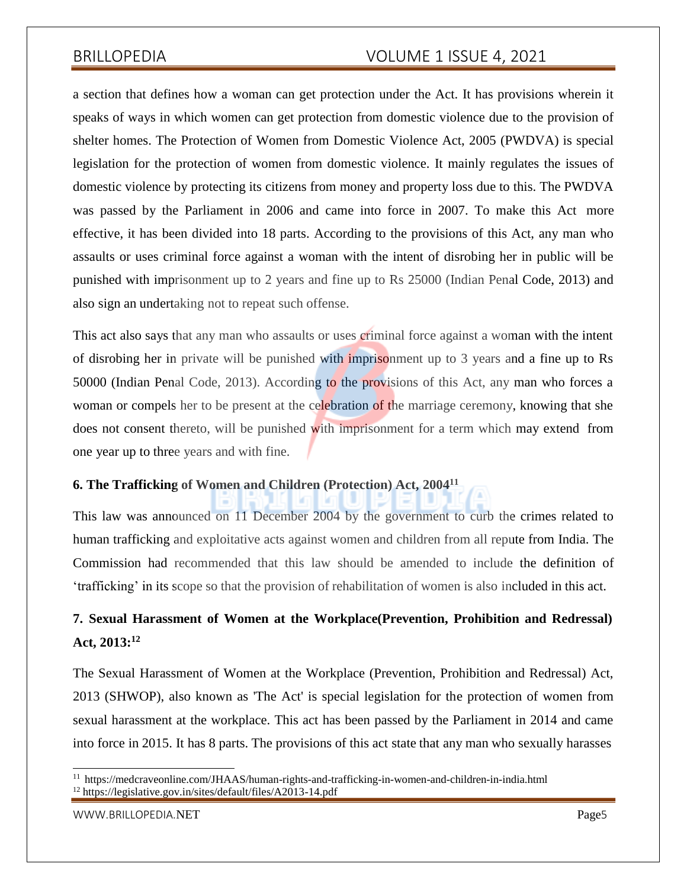a section that defines how a woman can get protection under the Act. It has provisions wherein it speaks of ways in which women can get protection from domestic violence due to the provision of shelter homes. The Protection of Women from Domestic Violence Act, 2005 (PWDVA) is special legislation for the protection of women from domestic violence. It mainly regulates the issues of domestic violence by protecting its citizens from money and property loss due to this. The PWDVA was passed by the Parliament in 2006 and came into force in 2007. To make this Act more effective, it has been divided into 18 parts. According to the provisions of this Act, any man who assaults or uses criminal force against a woman with the intent of disrobing her in public will be punished with imprisonment up to 2 years and fine up to Rs 25000 (Indian Penal Code, 2013) and also sign an undertaking not to repeat such offense.

This act also says that any man who assaults or uses criminal force against a woman with the intent of disrobing her in private will be punished with imprisonment up to 3 years and a fine up to Rs 50000 (Indian Penal Code, 2013). According to the provisions of this Act, any man who forces a woman or compels her to be present at the celebration of the marriage ceremony, knowing that she does not consent thereto, will be punished with imprisonment for a term which may extend from one year up to three years and with fine.

### 6. The Trafficking of Women and Children (Protection) Act, 2004[11]

This law was announced on 11 December 2004 by the government to curb the crimes related to human trafficking and exploitative acts against women and children from all repute from India. The Commission had recommended that this law should be amended to include the definition of 'trafficking' in its scope so that the provision of rehabilitation of women is also included in this act.

## 7. Sexual Harassment of Women at the Workplace(Prevention, Prohibition and Redressal) Act, 2013:[12]

The Sexual Harassment of Women at the Workplace (Prevention, Prohibition and Redressal) Act, 2013 (SHWOP), also known as 'The Act' is special legislation for the protection of women from sexual harassment at the workplace. This act has been passed by the Parliament in 2014 and came into force in 2015. It has 8 parts. The provisions of this act state that any man who sexually harasses

---

[11] https://medcraveonline.com/JHAAS/human-rights-and-trafficking-in-women-and-children-in-india.html

[12] https://legislative.gov.in/sites/default/files/A2013-14.pdf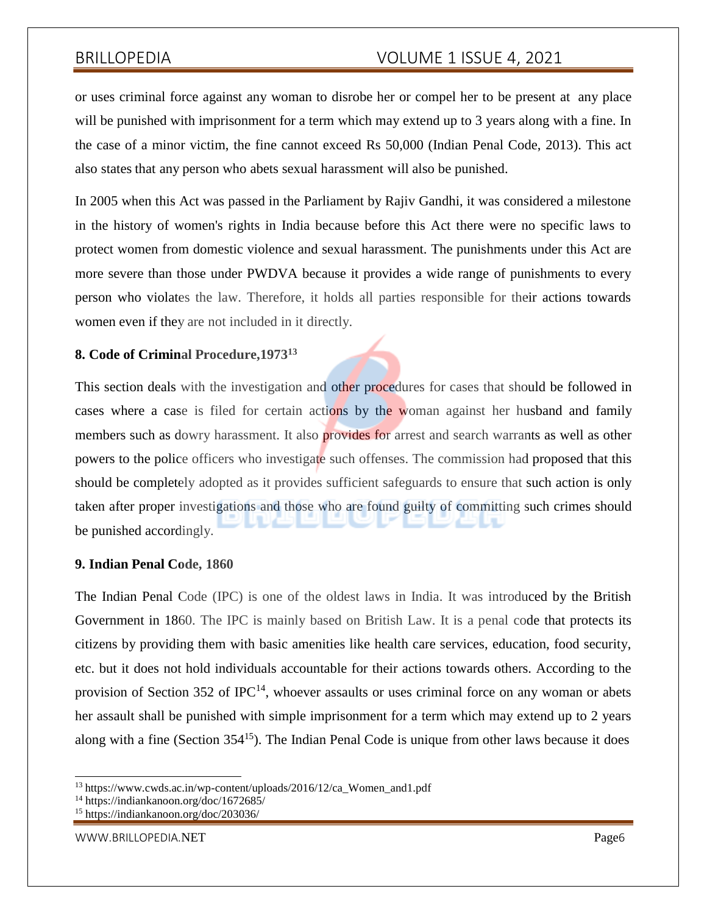or uses criminal force against any woman to disrobe her or compel her to be present at any place will be punished with imprisonment for a term which may extend up to 3 years along with a fine. In the case of a minor victim, the fine cannot exceed Rs 50,000 (Indian Penal Code, 2013). This act also states that any person who abets sexual harassment will also be punished.

In 2005 when this Act was passed in the Parliament by Rajiv Gandhi, it was considered a milestone in the history of women's rights in India because before this Act there were no specific laws to protect women from domestic violence and sexual harassment. The punishments under this Act are more severe than those under PWDVA because it provides a wide range of punishments to every person who violates the law. Therefore, it holds all parties responsible for their actions towards women even if they are not included in it directly.

**8. Code of Criminal Procedure,1973[13]**

This section deals with the investigation and other procedures for cases that should be followed in cases where a case is filed for certain actions by the woman against her husband and family members such as dowry harassment. It also provides for arrest and search warrants as well as other powers to the police officers who investigate such offenses. The commission had proposed that this should be completely adopted as it provides sufficient safeguards to ensure that such action is only taken after proper investigations and those who are found guilty of committing such crimes should be punished accordingly.

**9. Indian Penal Code, 1860**

The Indian Penal Code (IPC) is one of the oldest laws in India. It was introduced by the British Government in 1860. The IPC is mainly based on British Law. It is a penal code that protects its citizens by providing them with basic amenities like health care services, education, food security, etc. but it does not hold individuals accountable for their actions towards others. According to the provision of Section 352 of IPC[14], whoever assaults or uses criminal force on any woman or abets her assault shall be punished with simple imprisonment for a term which may extend up to 2 years along with a fine (Section 354[15]). The Indian Penal Code is unique from other laws because it does

---

[13] https://www.cwds.ac.in/wp-content/uploads/2016/12/ca_Women_and1.pdf

[14] https://indiankanoon.org/doc/1672685/

[15] https://indiankanoon.org/doc/203036/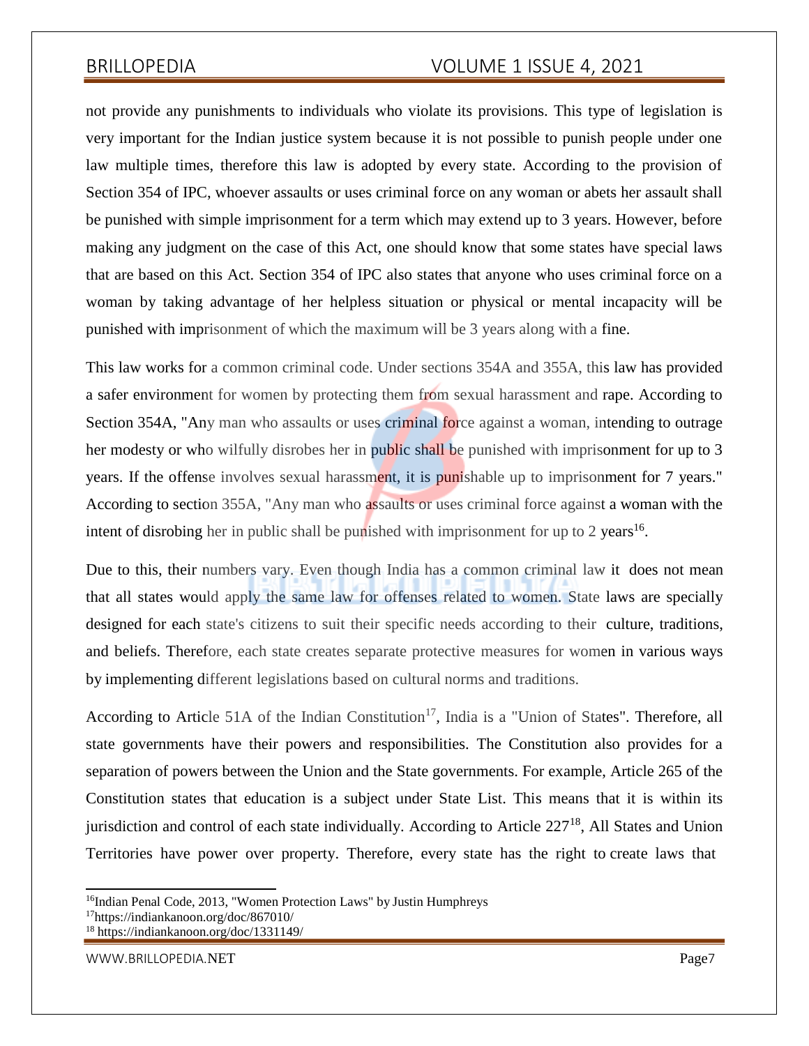not provide any punishments to individuals who violate its provisions. This type of legislation is very important for the Indian justice system because it is not possible to punish people under one law multiple times, therefore this law is adopted by every state. According to the provision of Section 354 of IPC, whoever assaults or uses criminal force on any woman or abets her assault shall be punished with simple imprisonment for a term which may extend up to 3 years. However, before making any judgment on the case of this Act, one should know that some states have special laws that are based on this Act. Section 354 of IPC also states that anyone who uses criminal force on a woman by taking advantage of her helpless situation or physical or mental incapacity will be punished with imprisonment of which the maximum will be 3 years along with a fine.

This law works for a common criminal code. Under sections 354A and 355A, this law has provided a safer environment for women by protecting them from sexual harassment and rape. According to Section 354A, "Any man who assaults or uses criminal force against a woman, intending to outrage her modesty or who wilfully disrobes her in public shall be punished with imprisonment for up to 3 years. If the offense involves sexual harassment, it is punishable up to imprisonment for 7 years." According to section 355A, "Any man who assaults or uses criminal force against a woman with the intent of disrobing her in public shall be punished with imprisonment for up to 2 years[16].

Due to this, their numbers vary. Even though India has a common criminal law it does not mean that all states would apply the same law for offenses related to women. State laws are specially designed for each state's citizens to suit their specific needs according to their culture, traditions, and beliefs. Therefore, each state creates separate protective measures for women in various ways by implementing different legislations based on cultural norms and traditions.

According to Article 51A of the Indian Constitution[17], India is a "Union of States". Therefore, all state governments have their powers and responsibilities. The Constitution also provides for a separation of powers between the Union and the State governments. For example, Article 265 of the Constitution states that education is a subject under State List. This means that it is within its jurisdiction and control of each state individually. According to Article 227[18], All States and Union Territories have power over property. Therefore, every state has the right to create laws that

---

[16] Indian Penal Code, 2013, "Women Protection Laws" by Justin Humphreys

[17] https://indiankanoon.org/doc/867010/

[18] https://indiankanoon.org/doc/1331149/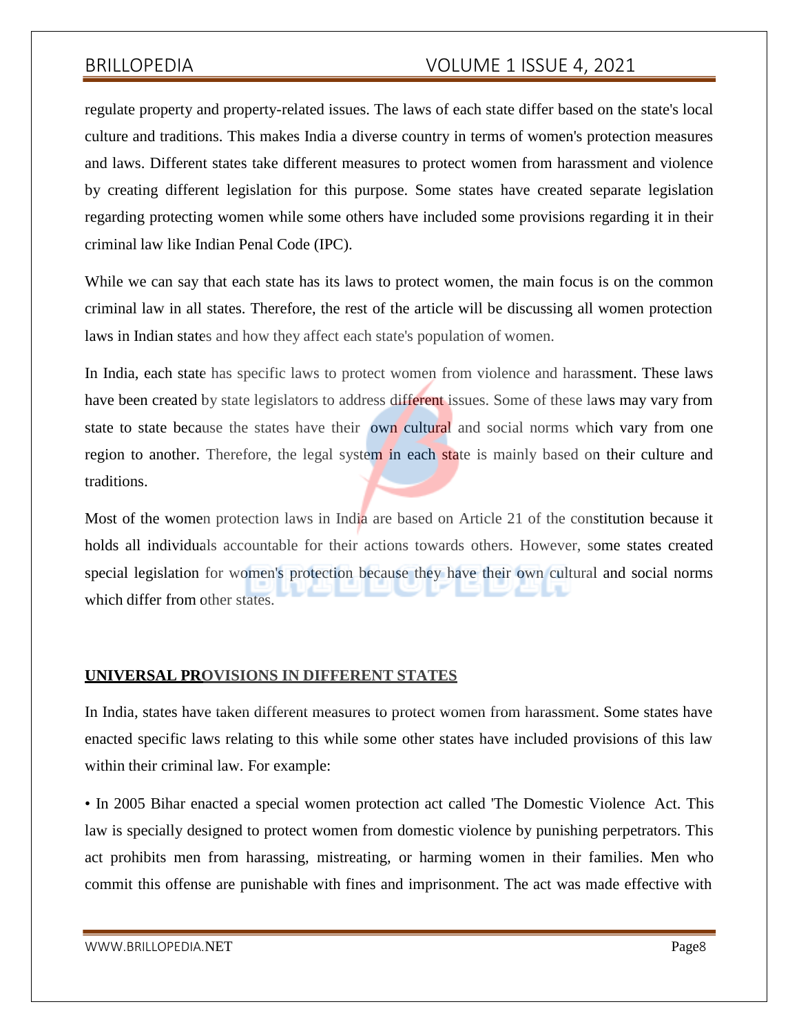regulate property and property-related issues. The laws of each state differ based on the state's local culture and traditions. This makes India a diverse country in terms of women's protection measures and laws. Different states take different measures to protect women from harassment and violence by creating different legislation for this purpose. Some states have created separate legislation regarding protecting women while some others have included some provisions regarding it in their criminal law like Indian Penal Code (IPC).

While we can say that each state has its laws to protect women, the main focus is on the common criminal law in all states. Therefore, the rest of the article will be discussing all women protection laws in Indian states and how they affect each state's population of women.

In India, each state has specific laws to protect women from violence and harassment. These laws have been created by state legislators to address different issues. Some of these laws may vary from state to state because the states have their own cultural and social norms which vary from one region to another. Therefore, the legal system in each state is mainly based on their culture and traditions.

Most of the women protection laws in India are based on Article 21 of the constitution because it holds all individuals accountable for their actions towards others. However, some states created special legislation for women's protection because they have their own cultural and social norms which differ from other states.

## UNIVERSAL PROVISIONS IN DIFFERENT STATES

In India, states have taken different measures to protect women from harassment. Some states have enacted specific laws relating to this while some other states have included provisions of this law within their criminal law. For example:

• In 2005 Bihar enacted a special women protection act called 'The Domestic Violence Act. This law is specially designed to protect women from domestic violence by punishing perpetrators. This act prohibits men from harassing, mistreating, or harming women in their families. Men who commit this offense are punishable with fines and imprisonment. The act was made effective with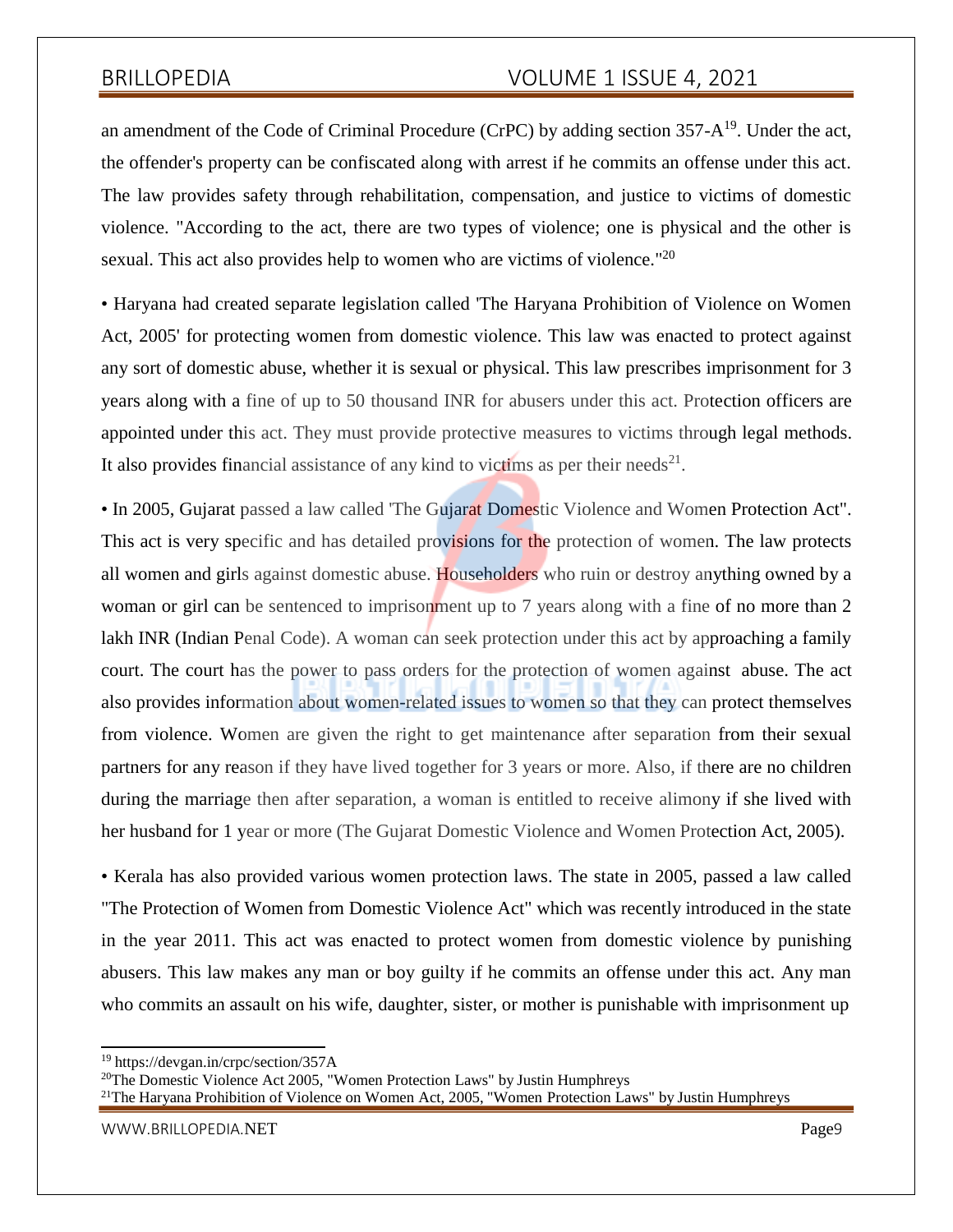an amendment of the Code of Criminal Procedure (CrPC) by adding section 357-A[19]. Under the act, the offender's property can be confiscated along with arrest if he commits an offense under this act. The law provides safety through rehabilitation, compensation, and justice to victims of domestic violence. "According to the act, there are two types of violence; one is physical and the other is sexual. This act also provides help to women who are victims of violence."[20]

• Haryana had created separate legislation called 'The Haryana Prohibition of Violence on Women Act, 2005' for protecting women from domestic violence. This law was enacted to protect against any sort of domestic abuse, whether it is sexual or physical. This law prescribes imprisonment for 3 years along with a fine of up to 50 thousand INR for abusers under this act. Protection officers are appointed under this act. They must provide protective measures to victims through legal methods. It also provides financial assistance of any kind to victims as per their needs[21].

• In 2005, Gujarat passed a law called 'The Gujarat Domestic Violence and Women Protection Act". This act is very specific and has detailed provisions for the protection of women. The law protects all women and girls against domestic abuse. Householders who ruin or destroy anything owned by a woman or girl can be sentenced to imprisonment up to 7 years along with a fine of no more than 2 lakh INR (Indian Penal Code). A woman can seek protection under this act by approaching a family court. The court has the power to pass orders for the protection of women against abuse. The act also provides information about women-related issues to women so that they can protect themselves from violence. Women are given the right to get maintenance after separation from their sexual partners for any reason if they have lived together for 3 years or more. Also, if there are no children during the marriage then after separation, a woman is entitled to receive alimony if she lived with her husband for 1 year or more (The Gujarat Domestic Violence and Women Protection Act, 2005).

• Kerala has also provided various women protection laws. The state in 2005, passed a law called "The Protection of Women from Domestic Violence Act" which was recently introduced in the state in the year 2011. This act was enacted to protect women from domestic violence by punishing abusers. This law makes any man or boy guilty if he commits an offense under this act. Any man who commits an assault on his wife, daughter, sister, or mother is punishable with imprisonment up

---

[19] https://devgan.in/crpc/section/357A

[20] The Domestic Violence Act 2005, "Women Protection Laws" by Justin Humphreys

[21] The Haryana Prohibition of Violence on Women Act, 2005, "Women Protection Laws" by Justin Humphreys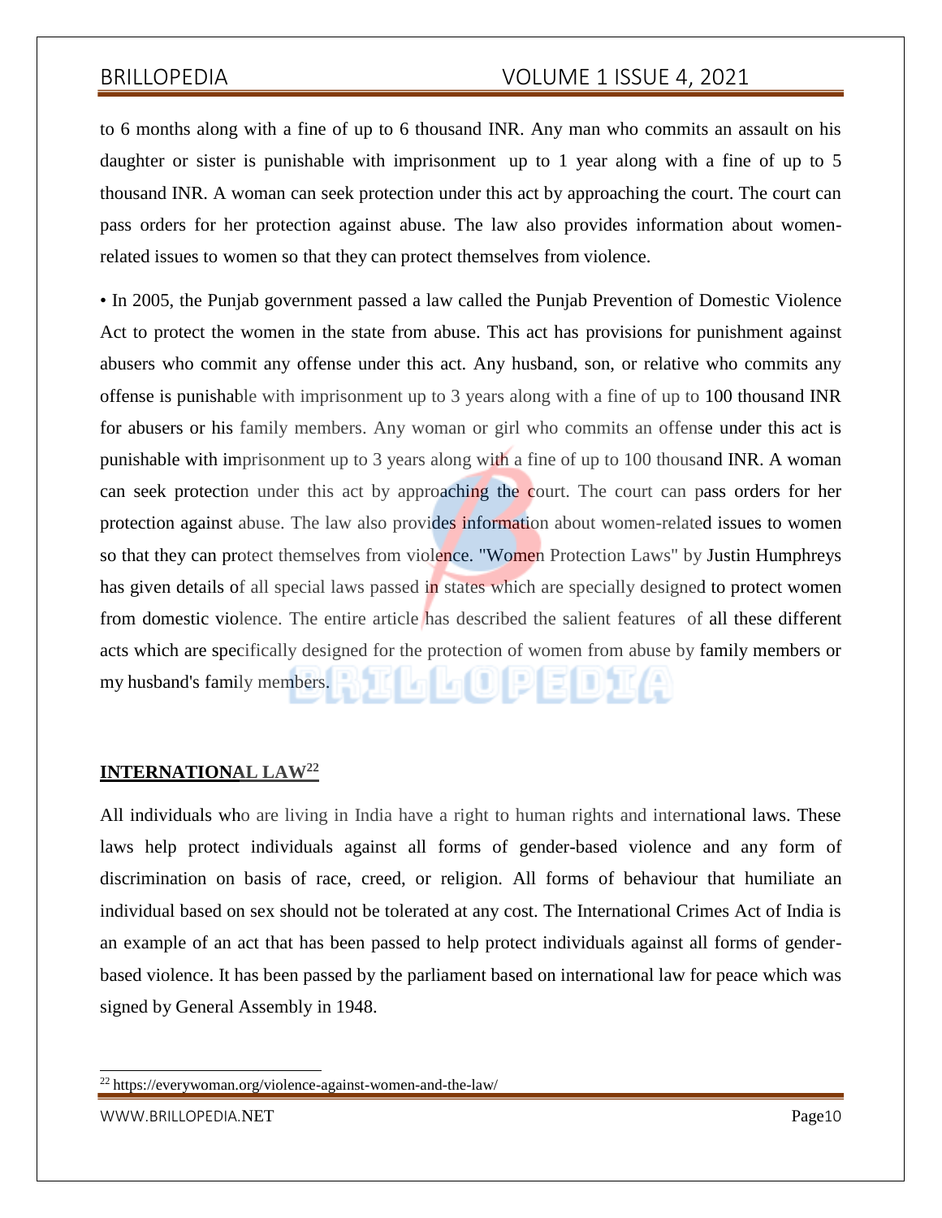to 6 months along with a fine of up to 6 thousand INR. Any man who commits an assault on his daughter or sister is punishable with imprisonment up to 1 year along with a fine of up to 5 thousand INR. A woman can seek protection under this act by approaching the court. The court can pass orders for her protection against abuse. The law also provides information about women-related issues to women so that they can protect themselves from violence.

• In 2005, the Punjab government passed a law called the Punjab Prevention of Domestic Violence Act to protect the women in the state from abuse. This act has provisions for punishment against abusers who commit any offense under this act. Any husband, son, or relative who commits any offense is punishable with imprisonment up to 3 years along with a fine of up to 100 thousand INR for abusers or his family members. Any woman or girl who commits an offense under this act is punishable with imprisonment up to 3 years along with a fine of up to 100 thousand INR. A woman can seek protection under this act by approaching the court. The court can pass orders for her protection against abuse. The law also provides information about women-related issues to women so that they can protect themselves from violence. "Women Protection Laws" by Justin Humphreys has given details of all special laws passed in states which are specially designed to protect women from domestic violence. The entire article has described the salient features of all these different acts which are specifically designed for the protection of women from abuse by family members or my husband's family members.

## INTERNATIONAL LAW[22]

All individuals who are living in India have a right to human rights and international laws. These laws help protect individuals against all forms of gender-based violence and any form of discrimination on basis of race, creed, or religion. All forms of behaviour that humiliate an individual based on sex should not be tolerated at any cost. The International Crimes Act of India is an example of an act that has been passed to help protect individuals against all forms of gender-based violence. It has been passed by the parliament based on international law for peace which was signed by General Assembly in 1948.

---

[22] https://everywoman.org/violence-against-women-and-the-law/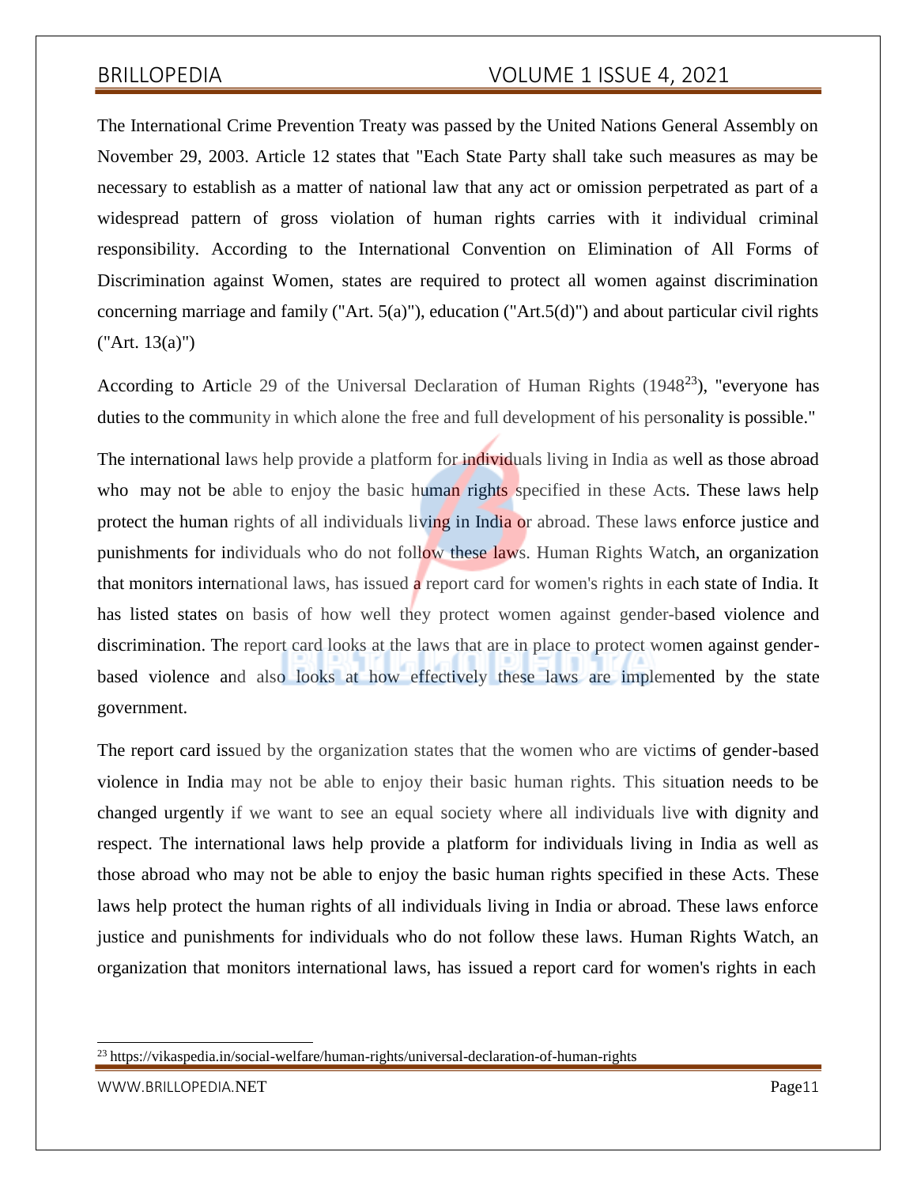The International Crime Prevention Treaty was passed by the United Nations General Assembly on November 29, 2003. Article 12 states that "Each State Party shall take such measures as may be necessary to establish as a matter of national law that any act or omission perpetrated as part of a widespread pattern of gross violation of human rights carries with it individual criminal responsibility. According to the International Convention on Elimination of All Forms of Discrimination against Women, states are required to protect all women against discrimination concerning marriage and family ("Art. 5(a)"), education ("Art.5(d)") and about particular civil rights ("Art. 13(a)")

According to Article 29 of the Universal Declaration of Human Rights (1948[23]), "everyone has duties to the community in which alone the free and full development of his personality is possible."

The international laws help provide a platform for individuals living in India as well as those abroad who may not be able to enjoy the basic human rights specified in these Acts. These laws help protect the human rights of all individuals living in India or abroad. These laws enforce justice and punishments for individuals who do not follow these laws. Human Rights Watch, an organization that monitors international laws, has issued a report card for women's rights in each state of India. It has listed states on basis of how well they protect women against gender-based violence and discrimination. The report card looks at the laws that are in place to protect women against gender-based violence and also looks at how effectively these laws are implemented by the state government.

The report card issued by the organization states that the women who are victims of gender-based violence in India may not be able to enjoy their basic human rights. This situation needs to be changed urgently if we want to see an equal society where all individuals live with dignity and respect. The international laws help provide a platform for individuals living in India as well as those abroad who may not be able to enjoy the basic human rights specified in these Acts. These laws help protect the human rights of all individuals living in India or abroad. These laws enforce justice and punishments for individuals who do not follow these laws. Human Rights Watch, an organization that monitors international laws, has issued a report card for women's rights in each

[23] https://vikaspedia.in/social-welfare/human-rights/universal-declaration-of-human-rights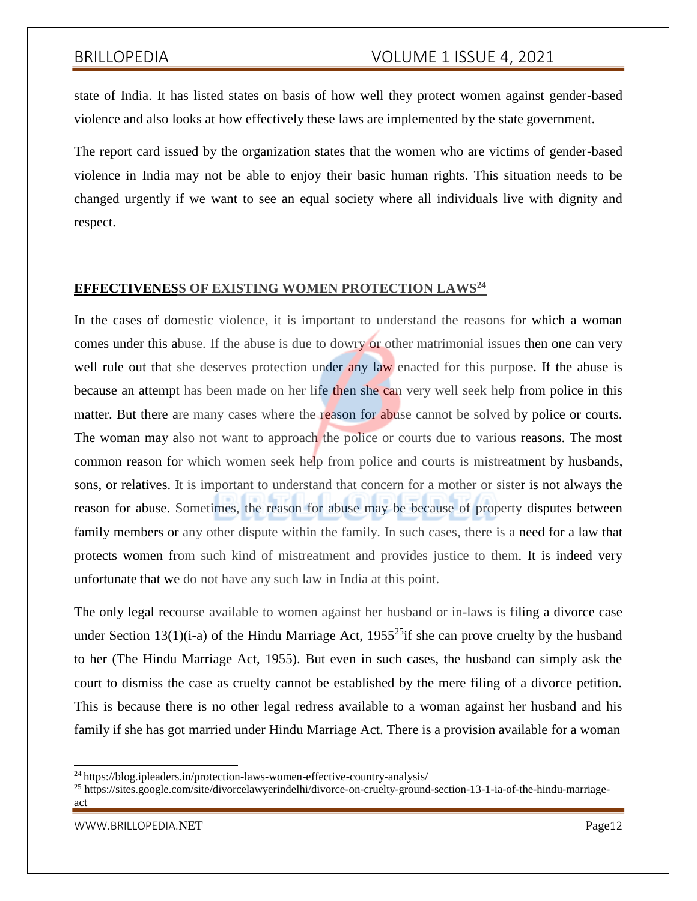state of India. It has listed states on basis of how well they protect women against gender-based violence and also looks at how effectively these laws are implemented by the state government.

The report card issued by the organization states that the women who are victims of gender-based violence in India may not be able to enjoy their basic human rights. This situation needs to be changed urgently if we want to see an equal society where all individuals live with dignity and respect.

## EFFECTIVENESS OF EXISTING WOMEN PROTECTION LAWS[24]

In the cases of domestic violence, it is important to understand the reasons for which a woman comes under this abuse. If the abuse is due to dowry or other matrimonial issues then one can very well rule out that she deserves protection under any law enacted for this purpose. If the abuse is because an attempt has been made on her life then she can very well seek help from police in this matter. But there are many cases where the reason for abuse cannot be solved by police or courts. The woman may also not want to approach the police or courts due to various reasons. The most common reason for which women seek help from police and courts is mistreatment by husbands, sons, or relatives. It is important to understand that concern for a mother or sister is not always the reason for abuse. Sometimes, the reason for abuse may be because of property disputes between family members or any other dispute within the family. In such cases, there is a need for a law that protects women from such kind of mistreatment and provides justice to them. It is indeed very unfortunate that we do not have any such law in India at this point.

The only legal recourse available to women against her husband or in-laws is filing a divorce case under Section 13(1)(i-a) of the Hindu Marriage Act, 1955[25]if she can prove cruelty by the husband to her (The Hindu Marriage Act, 1955). But even in such cases, the husband can simply ask the court to dismiss the case as cruelty cannot be established by the mere filing of a divorce petition. This is because there is no other legal redress available to a woman against her husband and his family if she has got married under Hindu Marriage Act. There is a provision available for a woman

---

[24] https://blog.ipleaders.in/protection-laws-women-effective-country-analysis/

[25] https://sites.google.com/site/divorcelawyerindelhi/divorce-on-cruelty-ground-section-13-1-ia-of-the-hindu-marriage-act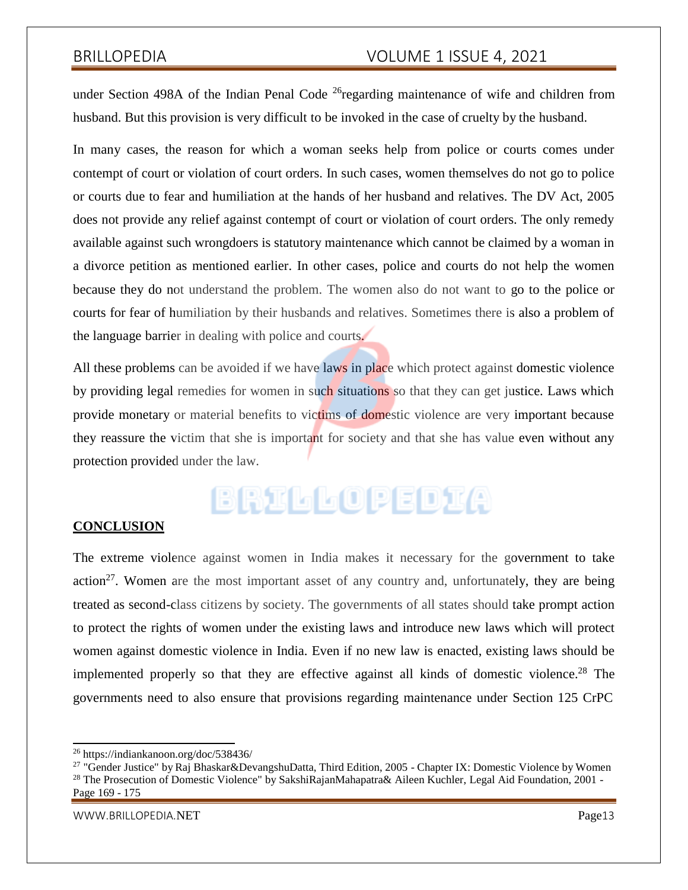under Section 498A of the Indian Penal Code [26]regarding maintenance of wife and children from husband. But this provision is very difficult to be invoked in the case of cruelty by the husband.

In many cases, the reason for which a woman seeks help from police or courts comes under contempt of court or violation of court orders. In such cases, women themselves do not go to police or courts due to fear and humiliation at the hands of her husband and relatives. The DV Act, 2005 does not provide any relief against contempt of court or violation of court orders. The only remedy available against such wrongdoers is statutory maintenance which cannot be claimed by a woman in a divorce petition as mentioned earlier. In other cases, police and courts do not help the women because they do not understand the problem. The women also do not want to go to the police or courts for fear of humiliation by their husbands and relatives. Sometimes there is also a problem of the language barrier in dealing with police and courts.

All these problems can be avoided if we have laws in place which protect against domestic violence by providing legal remedies for women in such situations so that they can get justice. Laws which provide monetary or material benefits to victims of domestic violence are very important because they reassure the victim that she is important for society and that she has value even without any protection provided under the law.

## CONCLUSION

The extreme violence against women in India makes it necessary for the government to take action[27]. Women are the most important asset of any country and, unfortunately, they are being treated as second-class citizens by society. The governments of all states should take prompt action to protect the rights of women under the existing laws and introduce new laws which will protect women against domestic violence in India. Even if no new law is enacted, existing laws should be implemented properly so that they are effective against all kinds of domestic violence.[28] The governments need to also ensure that provisions regarding maintenance under Section 125 CrPC

---

[26] https://indiankanoon.org/doc/538436/

[27] "Gender Justice" by Raj Bhaskar&DevangshuDatta, Third Edition, 2005 - Chapter IX: Domestic Violence by Women

[28] "The Prosecution of Domestic Violence" by SakshiRajanMahapatra& Aileen Kuchler, Legal Aid Foundation, 2001 - Page 169 - 175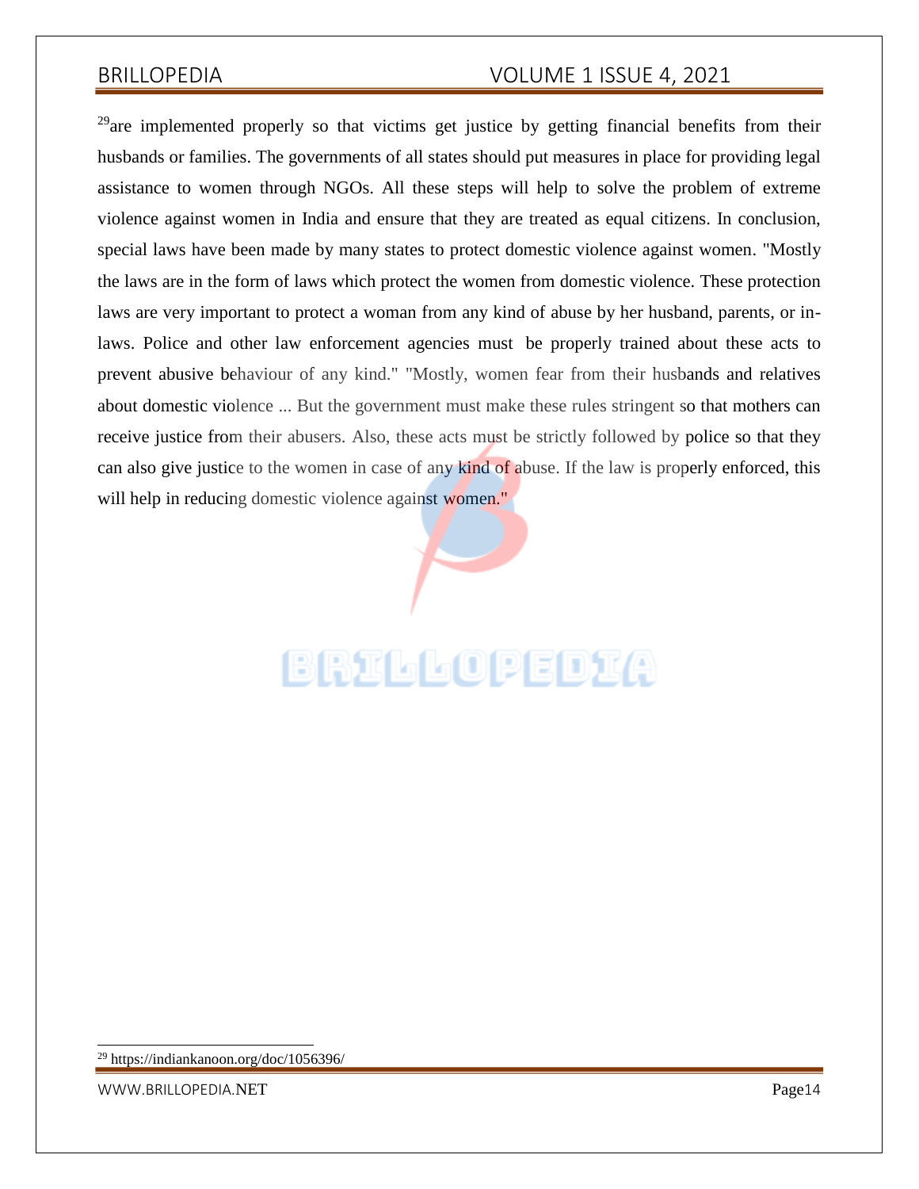[29]are implemented properly so that victims get justice by getting financial benefits from their husbands or families. The governments of all states should put measures in place for providing legal assistance to women through NGOs. All these steps will help to solve the problem of extreme violence against women in India and ensure that they are treated as equal citizens. In conclusion, special laws have been made by many states to protect domestic violence against women. "Mostly the laws are in the form of laws which protect the women from domestic violence. These protection laws are very important to protect a woman from any kind of abuse by her husband, parents, or in-laws. Police and other law enforcement agencies must be properly trained about these acts to prevent abusive behaviour of any kind." "Mostly, women fear from their husbands and relatives about domestic violence ... But the government must make these rules stringent so that mothers can receive justice from their abusers. Also, these acts must be strictly followed by police so that they can also give justice to the women in case of any kind of abuse. If the law is properly enforced, this will help in reducing domestic violence against women."

[29] https://indiankanoon.org/doc/1056396/